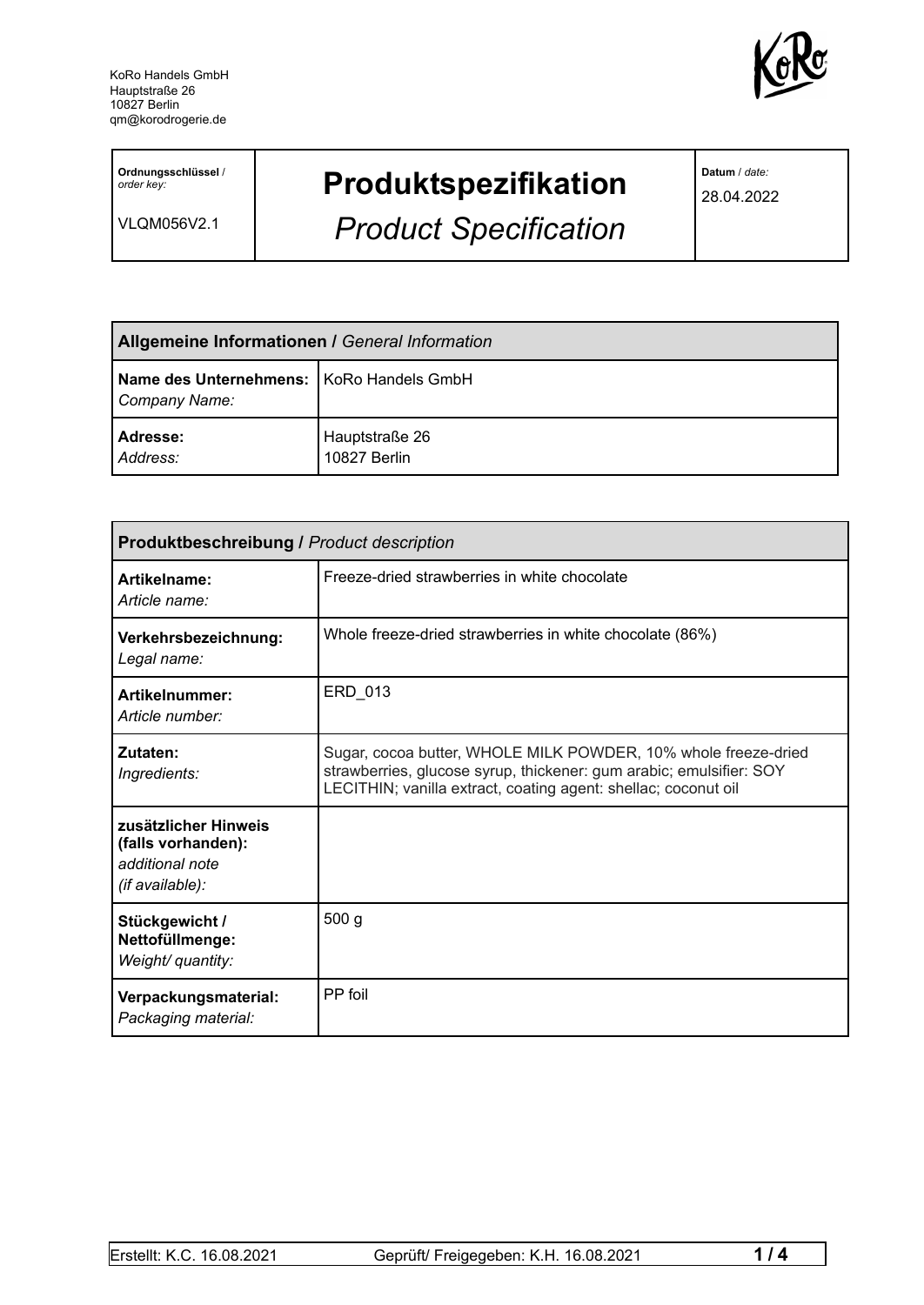KoRo Handels GmbH
Hauptstraße 26
10827 Berlin
qm@korodrogerie.de

| **Ordnungsschlüssel** / *order key:* VLQM056V2.1 | **Produktspezifikation** *Product Specification* | **Datum** / *date:* 28.04.2022 |
|---|---|---|

| **Allgemeine Informationen /** *General Information* | |
|---|---|
| **Name des Unternehmens:** *Company Name:* | KoRo Handels GmbH |
| **Adresse:** *Address:* | Hauptstraße 26 10827 Berlin |

| **Produktbeschreibung /** *Product description* | |
|---|---|
| **Artikelname:** *Article name:* | Freeze-dried strawberries in white chocolate |
| **Verkehrsbezeichnung:** *Legal name:* | Whole freeze-dried strawberries in white chocolate (86%) |
| **Artikelnummer:** *Article number:* | ERD_013 |
| **Zutaten:** *Ingredients:* | Sugar, cocoa butter, WHOLE MILK POWDER, 10% whole freeze-dried strawberries, glucose syrup, thickener: gum arabic; emulsifier: SOY LECITHIN; vanilla extract, coating agent: shellac; coconut oil |
| **zusätzlicher Hinweis (falls vorhanden):** *additional note (if available):* | |
| **Stückgewicht / Nettofüllmenge:** *Weight/ quantity:* | 500 g |
| **Verpackungsmaterial:** *Packaging material:* | PP foil |

Erstellt: K.C. 16.08.2021 Geprüft/ Freigegeben: K.H. 16.08.2021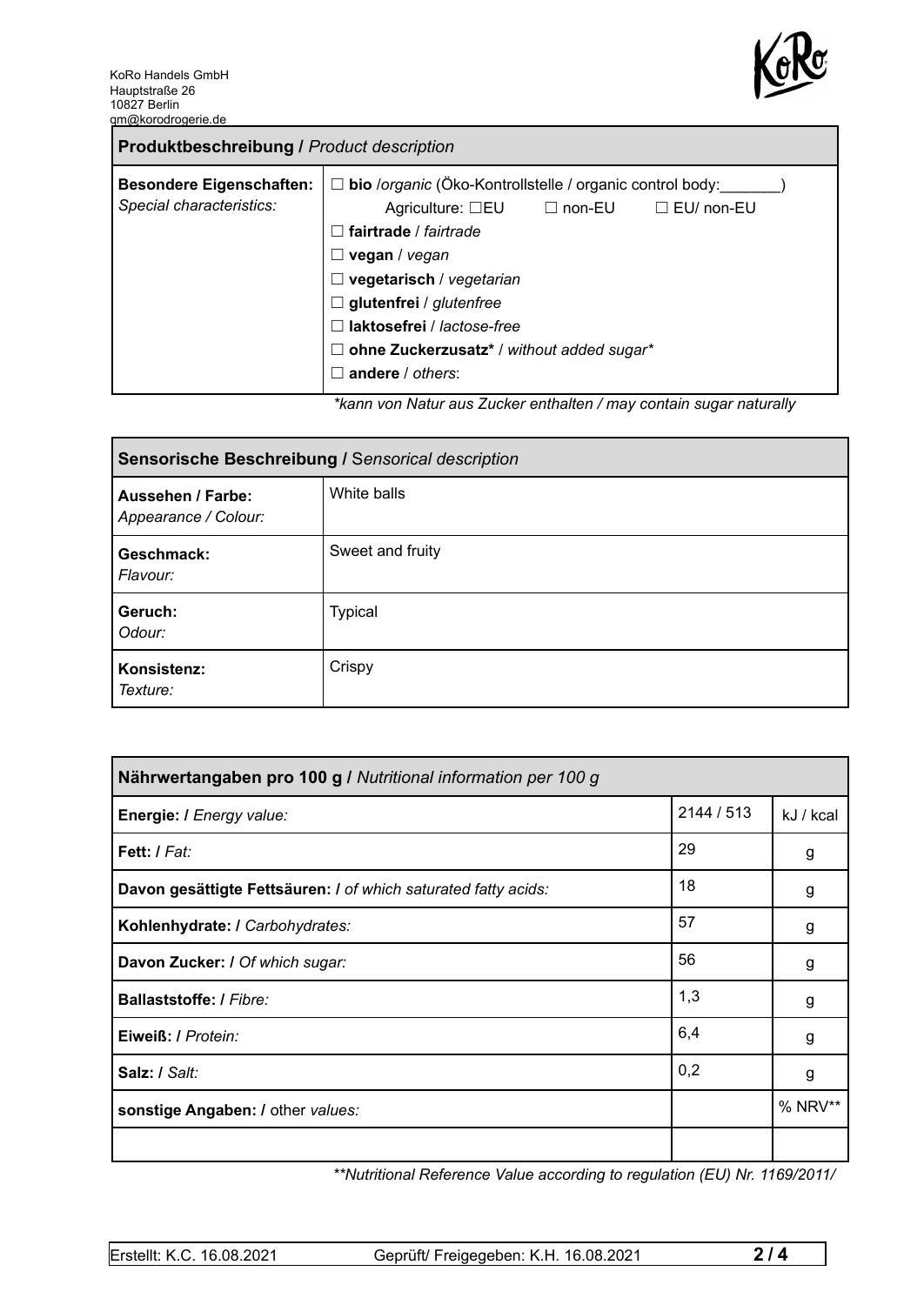KoRo Handels GmbH
Hauptstraße 26
10827 Berlin
qm@korodrogerie.de

| **Produktbeschreibung /** *Product description* | |
|---|---|
| **Besondere Eigenschaften:** *Special characteristics:* | ☐ **bio** /*organic* (Öko-Kontrollstelle / organic control body:_______) Agriculture: ☐EU ☐ non-EU ☐ EU/ non-EU<br>☐ **fairtrade** / *fairtrade*<br>☐ **vegan** / *vegan*<br>☐ **vegetarisch** / *vegetarian*<br>☐ **glutenfrei** / *glutenfree*<br>☐ **laktosefrei** / *lactose-free*<br>☐ **ohne Zuckerzusatz*** / *without added sugar**<br>☐ **andere** / *others*: |

*\*kann von Natur aus Zucker enthalten / may contain sugar naturally*

| **Sensorische Beschreibung /** *Sensorical description* | |
|---|---|
| **Aussehen / Farbe:** *Appearance / Colour:* | White balls |
| **Geschmack:** *Flavour:* | Sweet and fruity |
| **Geruch:** *Odour:* | Typical |
| **Konsistenz:** *Texture:* | Crispy |

| **Nährwertangaben pro 100 g /** *Nutritional information per 100 g* | | |
|---|---|---|
| **Energie: /** *Energy value:* | 2144 / 513 | kJ / kcal |
| **Fett: /** *Fat:* | 29 | g |
| **Davon gesättigte Fettsäuren: /** *of which saturated fatty acids:* | 18 | g |
| **Kohlenhydrate: /** *Carbohydrates:* | 57 | g |
| **Davon Zucker: /** *Of which sugar:* | 56 | g |
| **Ballaststoffe: /** *Fibre:* | 1,3 | g |
| **Eiweiß: /** *Protein:* | 6,4 | g |
| **Salz: /** *Salt:* | 0,2 | g |
| **sonstige Angaben: /** other *values:* | | % NRV** |
| | | |

*\*\*Nutritional Reference Value according to regulation (EU) Nr. 1169/2011/*

| Erstellt: K.C. 16.08.2021 | Geprüft/ Freigegeben: K.H. 16.08.2021 |
|---|---|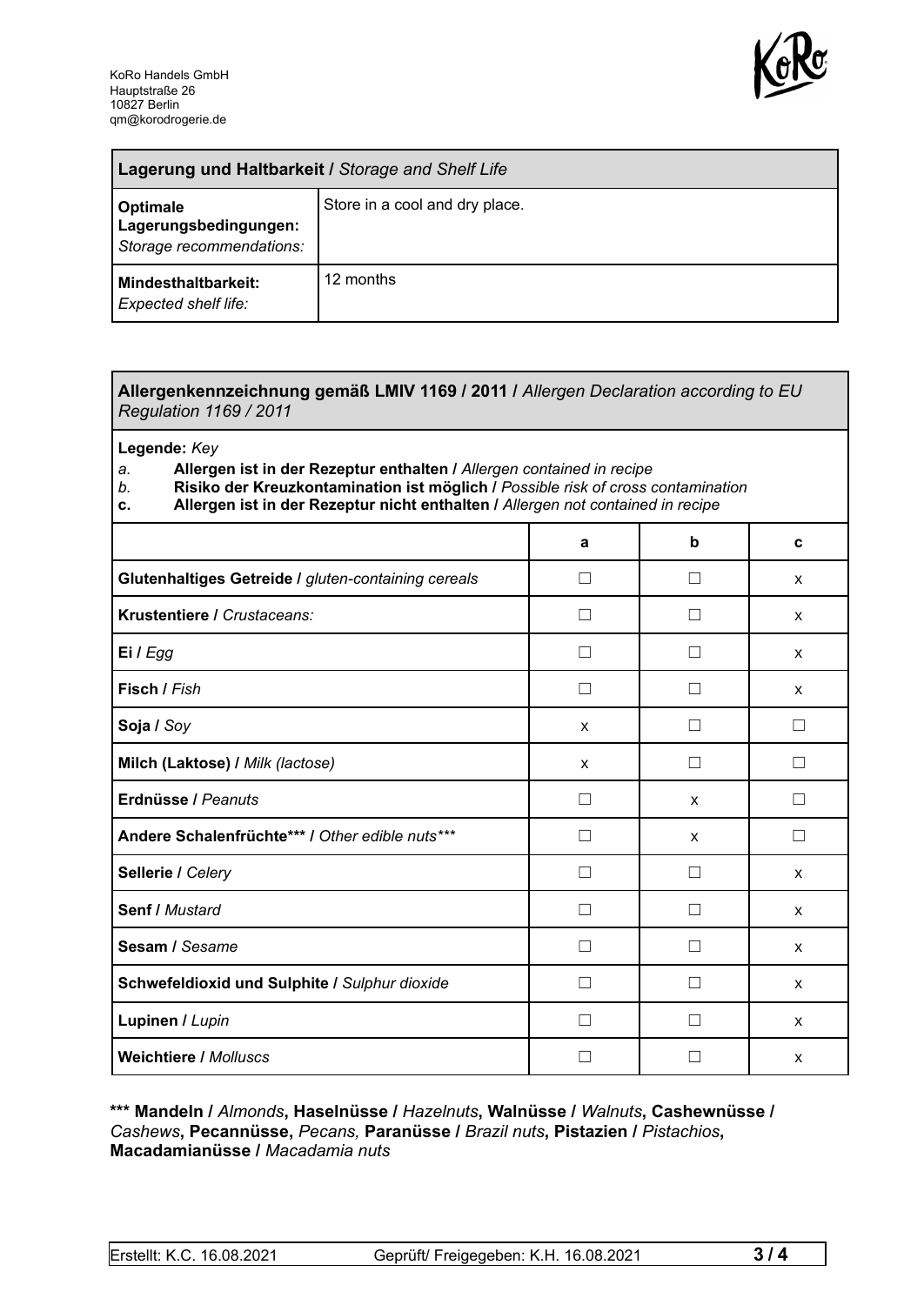KoRo Handels GmbH
Hauptstraße 26
10827 Berlin
qm@korodrogerie.de

| **Lagerung und Haltbarkeit /** *Storage and Shelf Life* | |
|---|---|
| **Optimale Lagerungsbedingungen:** *Storage recommendations:* | Store in a cool and dry place. |
| **Mindesthaltbarkeit:** *Expected shelf life:* | 12 months |

**Allergenkennzeichnung gemäß LMIV 1169 / 2011 /** *Allergen Declaration according to EU Regulation 1169 / 2011*

**Legende:** *Key*

*a.* **Allergen ist in der Rezeptur enthalten /** *Allergen contained in recipe*
*b.* **Risiko der Kreuzkontamination ist möglich /** *Possible risk of cross contamination*
**c.** **Allergen ist in der Rezeptur nicht enthalten /** *Allergen not contained in recipe*

| | a | b | c |
|---|---|---|---|
| **Glutenhaltiges Getreide /** *gluten-containing cereals* | ☐ | ☐ | x |
| **Krustentiere /** *Crustaceans:* | ☐ | ☐ | x |
| **Ei /** *Egg* | ☐ | ☐ | x |
| **Fisch /** *Fish* | ☐ | ☐ | x |
| **Soja /** *Soy* | x | ☐ | ☐ |
| **Milch (Laktose) /** *Milk (lactose)* | x | ☐ | ☐ |
| **Erdnüsse /** *Peanuts* | ☐ | x | ☐ |
| **Andere Schalenfrüchte*** /** *Other edible nuts**** | ☐ | x | ☐ |
| **Sellerie /** *Celery* | ☐ | ☐ | x |
| **Senf /** *Mustard* | ☐ | ☐ | x |
| **Sesam /** *Sesame* | ☐ | ☐ | x |
| **Schwefeldioxid und Sulphite /** *Sulphur dioxide* | ☐ | ☐ | x |
| **Lupinen /** *Lupin* | ☐ | ☐ | x |
| **Weichtiere /** *Molluscs* | ☐ | ☐ | x |

**\*\*\* Mandeln /** *Almonds***, Haselnüsse /** *Hazelnuts***, Walnüsse /** *Walnuts***, Cashewnüsse /** *Cashews***, Pecannüsse,** *Pecans,* **Paranüsse /** *Brazil nuts***, Pistazien /** *Pistachios***, Macadamianüsse /** *Macadamia nuts*

Erstellt: K.C. 16.08.2021 | Geprüft/ Freigegeben: K.H. 16.08.2021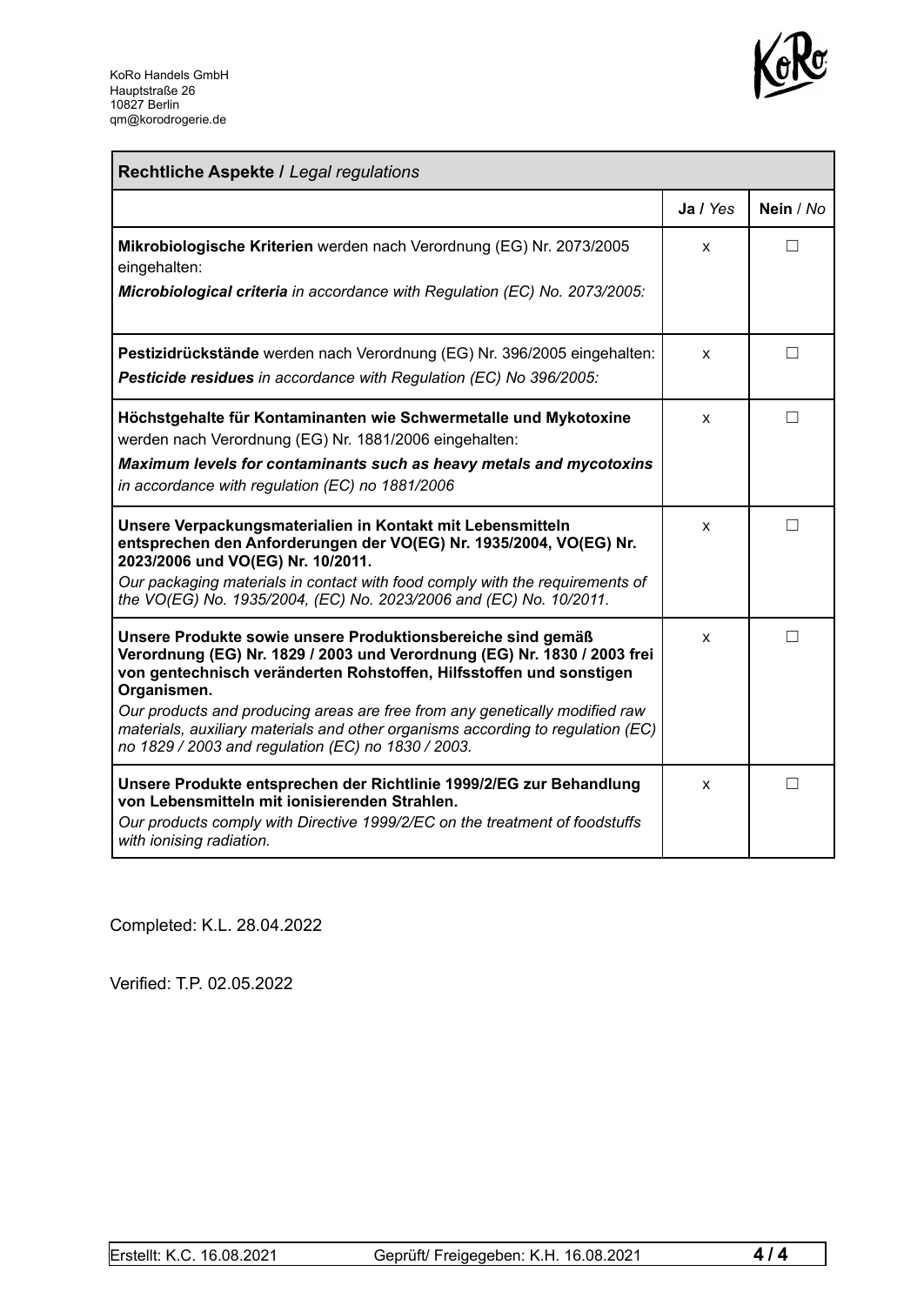KoRo Handels GmbH
Hauptstraße 26
10827 Berlin
qm@korodrogerie.de

| **Rechtliche Aspekte /** *Legal regulations* | | |
|---|---|---|
| | **Ja /** *Yes* | **Nein** / *No* |
| **Mikrobiologische Kriterien** werden nach Verordnung (EG) Nr. 2073/2005 eingehalten:<br>***Microbiological criteria*** *in accordance with Regulation (EC) No. 2073/2005:* | x | ☐ |
| **Pestizidrückstände** werden nach Verordnung (EG) Nr. 396/2005 eingehalten:<br>***Pesticide residues*** *in accordance with Regulation (EC) No 396/2005:* | x | ☐ |
| **Höchstgehalte für Kontaminanten wie Schwermetalle und Mykotoxine** werden nach Verordnung (EG) Nr. 1881/2006 eingehalten:<br>***Maximum levels for contaminants such as heavy metals and mycotoxins*** *in accordance with regulation (EC) no 1881/2006* | x | ☐ |
| **Unsere Verpackungsmaterialien in Kontakt mit Lebensmitteln entsprechen den Anforderungen der VO(EG) Nr. 1935/2004, VO(EG) Nr. 2023/2006 und VO(EG) Nr. 10/2011.**<br>*Our packaging materials in contact with food comply with the requirements of the VO(EG) No. 1935/2004, (EC) No. 2023/2006 and (EC) No. 10/2011.* | x | ☐ |
| **Unsere Produkte sowie unsere Produktionsbereiche sind gemäß Verordnung (EG) Nr. 1829 / 2003 und Verordnung (EG) Nr. 1830 / 2003 frei von gentechnisch veränderten Rohstoffen, Hilfsstoffen und sonstigen Organismen.**<br>*Our products and producing areas are free from any genetically modified raw materials, auxiliary materials and other organisms according to regulation (EC) no 1829 / 2003 and regulation (EC) no 1830 / 2003.* | x | ☐ |
| **Unsere Produkte entsprechen der Richtlinie 1999/2/EG zur Behandlung von Lebensmitteln mit ionisierenden Strahlen.**<br>*Our products comply with Directive 1999/2/EC on the treatment of foodstuffs with ionising radiation.* | x | ☐ |

Completed: K.L. 28.04.2022

Verified: T.P. 02.05.2022

Erstellt: K.C. 16.08.2021 Geprüft/ Freigegeben: K.H. 16.08.2021